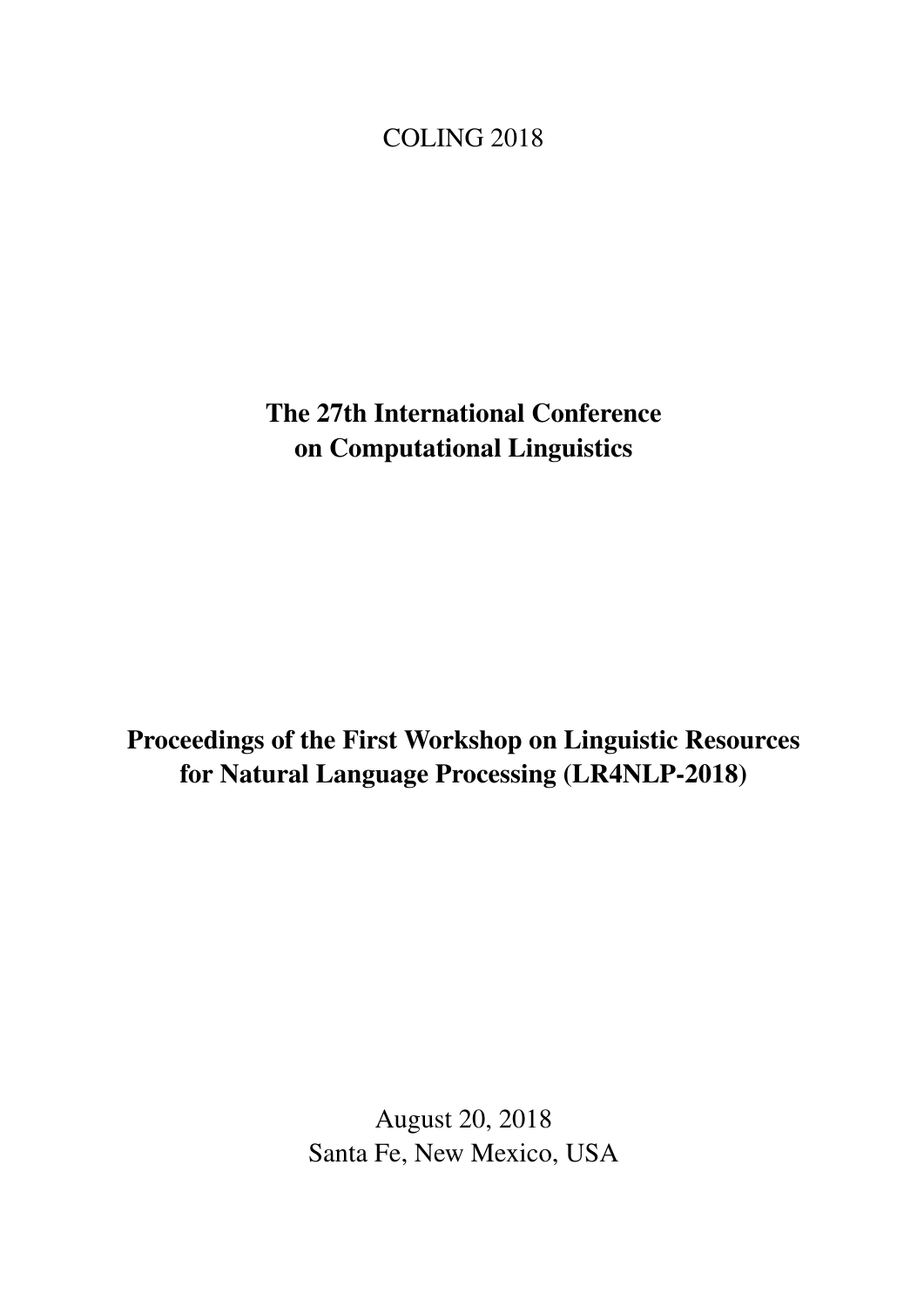COLING 2018

# The 27th International Conference on Computational Linguistics

# Proceedings of the First Workshop on Linguistic Resources for Natural Language Processing (LR4NLP-2018)

August 20, 2018
Santa Fe, New Mexico, USA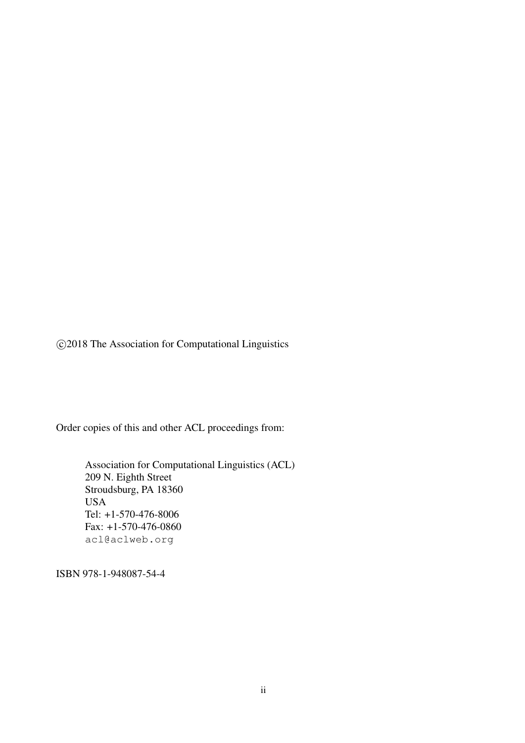©2018 The Association for Computational Linguistics

Order copies of this and other ACL proceedings from:

Association for Computational Linguistics (ACL)
209 N. Eighth Street
Stroudsburg, PA 18360
USA
Tel: +1-570-476-8006
Fax: +1-570-476-0860
acl@aclweb.org

ISBN 978-1-948087-54-4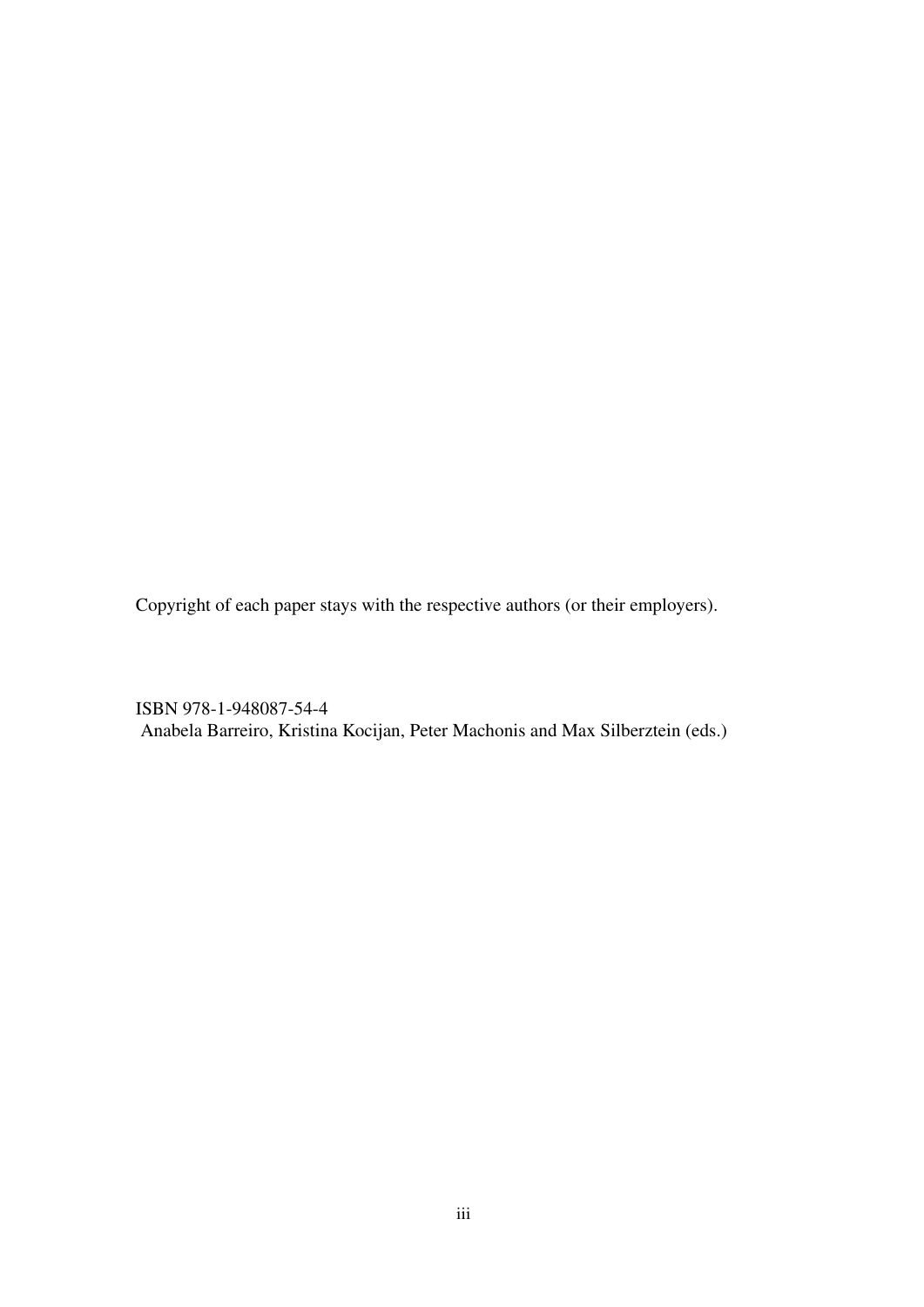Copyright of each paper stays with the respective authors (or their employers).

ISBN 978-1-948087-54-4
Anabela Barreiro, Kristina Kocijan, Peter Machonis and Max Silberztein (eds.)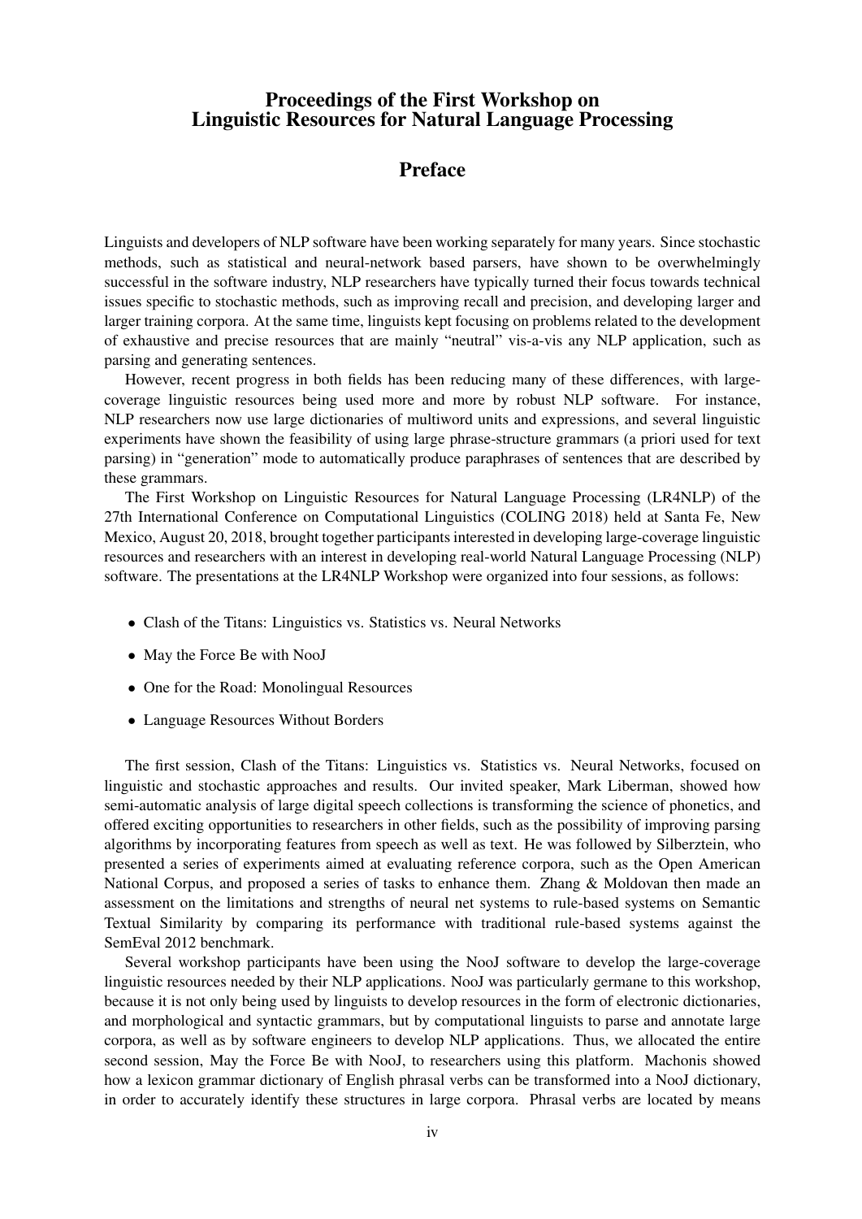# Proceedings of the First Workshop on Linguistic Resources for Natural Language Processing

## Preface

Linguists and developers of NLP software have been working separately for many years. Since stochastic methods, such as statistical and neural-network based parsers, have shown to be overwhelmingly successful in the software industry, NLP researchers have typically turned their focus towards technical issues specific to stochastic methods, such as improving recall and precision, and developing larger and larger training corpora. At the same time, linguists kept focusing on problems related to the development of exhaustive and precise resources that are mainly "neutral" vis-a-vis any NLP application, such as parsing and generating sentences.

However, recent progress in both fields has been reducing many of these differences, with large-coverage linguistic resources being used more and more by robust NLP software. For instance, NLP researchers now use large dictionaries of multiword units and expressions, and several linguistic experiments have shown the feasibility of using large phrase-structure grammars (a priori used for text parsing) in "generation" mode to automatically produce paraphrases of sentences that are described by these grammars.

The First Workshop on Linguistic Resources for Natural Language Processing (LR4NLP) of the 27th International Conference on Computational Linguistics (COLING 2018) held at Santa Fe, New Mexico, August 20, 2018, brought together participants interested in developing large-coverage linguistic resources and researchers with an interest in developing real-world Natural Language Processing (NLP) software. The presentations at the LR4NLP Workshop were organized into four sessions, as follows:

- Clash of the Titans: Linguistics vs. Statistics vs. Neural Networks
- May the Force Be with NooJ
- One for the Road: Monolingual Resources
- Language Resources Without Borders

The first session, Clash of the Titans: Linguistics vs. Statistics vs. Neural Networks, focused on linguistic and stochastic approaches and results. Our invited speaker, Mark Liberman, showed how semi-automatic analysis of large digital speech collections is transforming the science of phonetics, and offered exciting opportunities to researchers in other fields, such as the possibility of improving parsing algorithms by incorporating features from speech as well as text. He was followed by Silberztein, who presented a series of experiments aimed at evaluating reference corpora, such as the Open American National Corpus, and proposed a series of tasks to enhance them. Zhang & Moldovan then made an assessment on the limitations and strengths of neural net systems to rule-based systems on Semantic Textual Similarity by comparing its performance with traditional rule-based systems against the SemEval 2012 benchmark.

Several workshop participants have been using the NooJ software to develop the large-coverage linguistic resources needed by their NLP applications. NooJ was particularly germane to this workshop, because it is not only being used by linguists to develop resources in the form of electronic dictionaries, and morphological and syntactic grammars, but by computational linguists to parse and annotate large corpora, as well as by software engineers to develop NLP applications. Thus, we allocated the entire second session, May the Force Be with NooJ, to researchers using this platform. Machonis showed how a lexicon grammar dictionary of English phrasal verbs can be transformed into a NooJ dictionary, in order to accurately identify these structures in large corpora. Phrasal verbs are located by means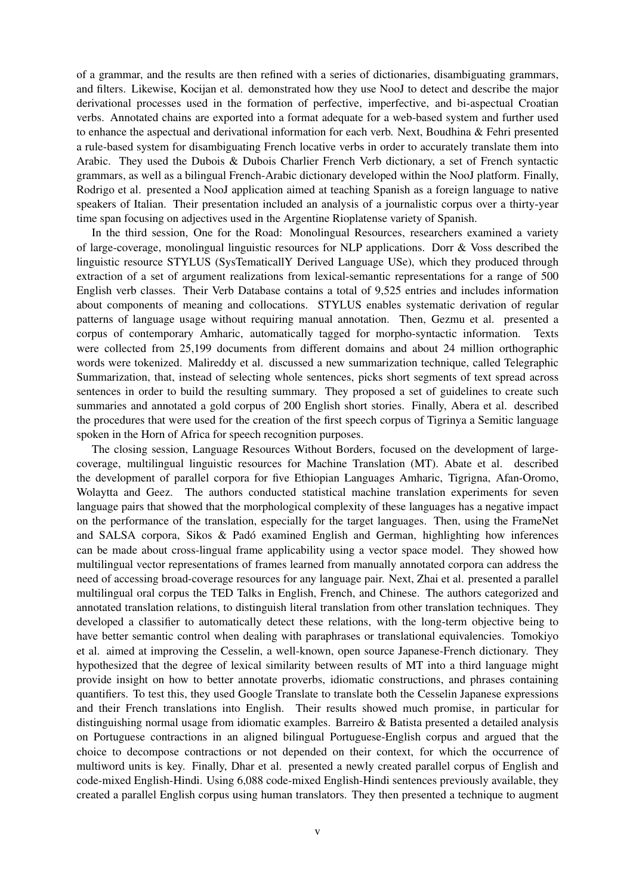of a grammar, and the results are then refined with a series of dictionaries, disambiguating grammars, and filters. Likewise, Kocijan et al. demonstrated how they use NooJ to detect and describe the major derivational processes used in the formation of perfective, imperfective, and bi-aspectual Croatian verbs. Annotated chains are exported into a format adequate for a web-based system and further used to enhance the aspectual and derivational information for each verb. Next, Boudhina & Fehri presented a rule-based system for disambiguating French locative verbs in order to accurately translate them into Arabic. They used the Dubois & Dubois Charlier French Verb dictionary, a set of French syntactic grammars, as well as a bilingual French-Arabic dictionary developed within the NooJ platform. Finally, Rodrigo et al. presented a NooJ application aimed at teaching Spanish as a foreign language to native speakers of Italian. Their presentation included an analysis of a journalistic corpus over a thirty-year time span focusing on adjectives used in the Argentine Rioplatense variety of Spanish.

In the third session, One for the Road: Monolingual Resources, researchers examined a variety of large-coverage, monolingual linguistic resources for NLP applications. Dorr & Voss described the linguistic resource STYLUS (SysTematicallY Derived Language USe), which they produced through extraction of a set of argument realizations from lexical-semantic representations for a range of 500 English verb classes. Their Verb Database contains a total of 9,525 entries and includes information about components of meaning and collocations. STYLUS enables systematic derivation of regular patterns of language usage without requiring manual annotation. Then, Gezmu et al. presented a corpus of contemporary Amharic, automatically tagged for morpho-syntactic information. Texts were collected from 25,199 documents from different domains and about 24 million orthographic words were tokenized. Malireddy et al. discussed a new summarization technique, called Telegraphic Summarization, that, instead of selecting whole sentences, picks short segments of text spread across sentences in order to build the resulting summary. They proposed a set of guidelines to create such summaries and annotated a gold corpus of 200 English short stories. Finally, Abera et al. described the procedures that were used for the creation of the first speech corpus of Tigrinya a Semitic language spoken in the Horn of Africa for speech recognition purposes.

The closing session, Language Resources Without Borders, focused on the development of large-coverage, multilingual linguistic resources for Machine Translation (MT). Abate et al. described the development of parallel corpora for five Ethiopian Languages Amharic, Tigrigna, Afan-Oromo, Wolaytta and Geez. The authors conducted statistical machine translation experiments for seven language pairs that showed that the morphological complexity of these languages has a negative impact on the performance of the translation, especially for the target languages. Then, using the FrameNet and SALSA corpora, Sikos & Padó examined English and German, highlighting how inferences can be made about cross-lingual frame applicability using a vector space model. They showed how multilingual vector representations of frames learned from manually annotated corpora can address the need of accessing broad-coverage resources for any language pair. Next, Zhai et al. presented a parallel multilingual oral corpus the TED Talks in English, French, and Chinese. The authors categorized and annotated translation relations, to distinguish literal translation from other translation techniques. They developed a classifier to automatically detect these relations, with the long-term objective being to have better semantic control when dealing with paraphrases or translational equivalencies. Tomokiyo et al. aimed at improving the Cesselin, a well-known, open source Japanese-French dictionary. They hypothesized that the degree of lexical similarity between results of MT into a third language might provide insight on how to better annotate proverbs, idiomatic constructions, and phrases containing quantifiers. To test this, they used Google Translate to translate both the Cesselin Japanese expressions and their French translations into English. Their results showed much promise, in particular for distinguishing normal usage from idiomatic examples. Barreiro & Batista presented a detailed analysis on Portuguese contractions in an aligned bilingual Portuguese-English corpus and argued that the choice to decompose contractions or not depended on their context, for which the occurrence of multiword units is key. Finally, Dhar et al. presented a newly created parallel corpus of English and code-mixed English-Hindi. Using 6,088 code-mixed English-Hindi sentences previously available, they created a parallel English corpus using human translators. They then presented a technique to augment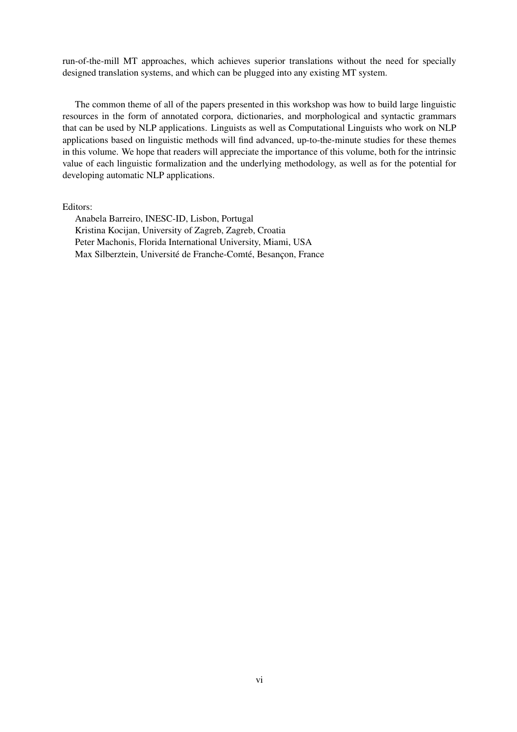run-of-the-mill MT approaches, which achieves superior translations without the need for specially designed translation systems, and which can be plugged into any existing MT system.

The common theme of all of the papers presented in this workshop was how to build large linguistic resources in the form of annotated corpora, dictionaries, and morphological and syntactic grammars that can be used by NLP applications. Linguists as well as Computational Linguists who work on NLP applications based on linguistic methods will find advanced, up-to-the-minute studies for these themes in this volume. We hope that readers will appreciate the importance of this volume, both for the intrinsic value of each linguistic formalization and the underlying methodology, as well as for the potential for developing automatic NLP applications.

Editors:

Anabela Barreiro, INESC-ID, Lisbon, Portugal
Kristina Kocijan, University of Zagreb, Zagreb, Croatia
Peter Machonis, Florida International University, Miami, USA
Max Silberztein, Université de Franche-Comté, Besançon, France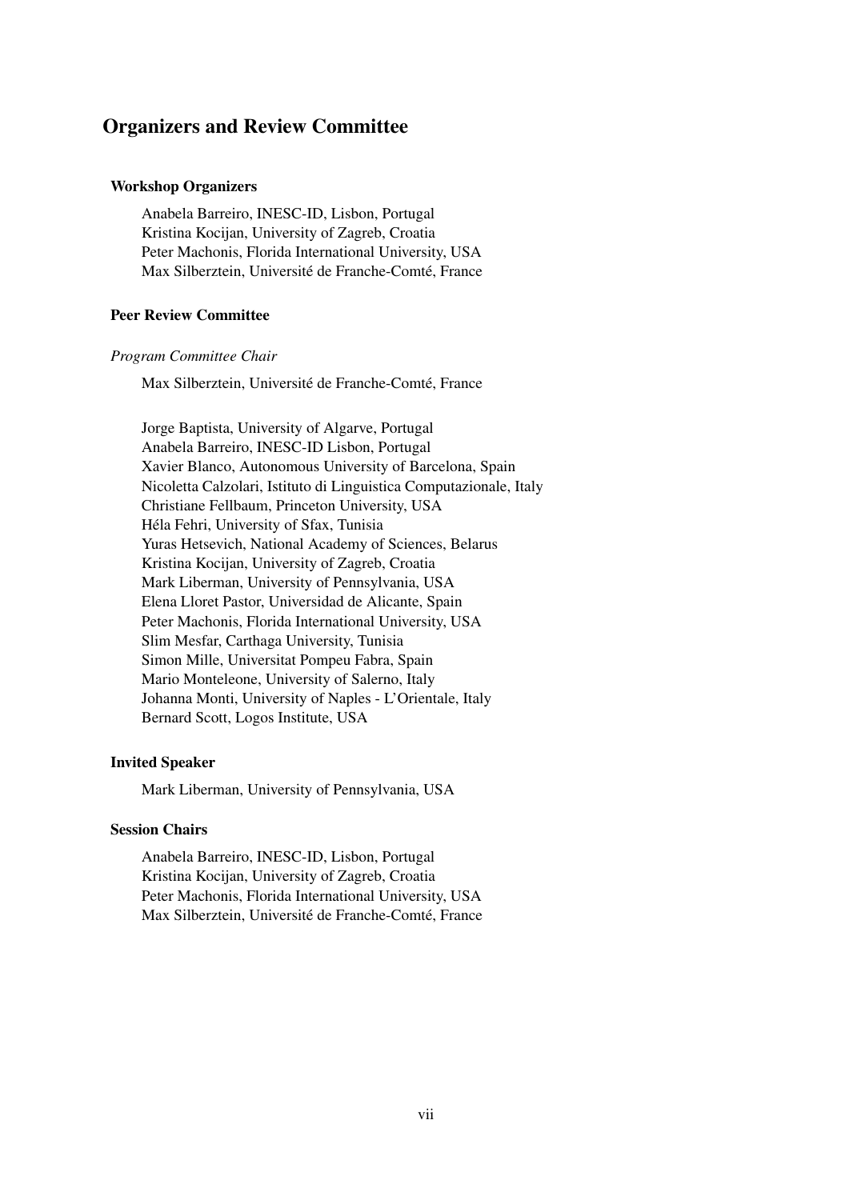# Organizers and Review Committee

### Workshop Organizers

Anabela Barreiro, INESC-ID, Lisbon, Portugal
Kristina Kocijan, University of Zagreb, Croatia
Peter Machonis, Florida International University, USA
Max Silberztein, Université de Franche-Comté, France

### Peer Review Committee

*Program Committee Chair*

Max Silberztein, Université de Franche-Comté, France

Jorge Baptista, University of Algarve, Portugal
Anabela Barreiro, INESC-ID Lisbon, Portugal
Xavier Blanco, Autonomous University of Barcelona, Spain
Nicoletta Calzolari, Istituto di Linguistica Computazionale, Italy
Christiane Fellbaum, Princeton University, USA
Héla Fehri, University of Sfax, Tunisia
Yuras Hetsevich, National Academy of Sciences, Belarus
Kristina Kocijan, University of Zagreb, Croatia
Mark Liberman, University of Pennsylvania, USA
Elena Lloret Pastor, Universidad de Alicante, Spain
Peter Machonis, Florida International University, USA
Slim Mesfar, Carthaga University, Tunisia
Simon Mille, Universitat Pompeu Fabra, Spain
Mario Monteleone, University of Salerno, Italy
Johanna Monti, University of Naples - L'Orientale, Italy
Bernard Scott, Logos Institute, USA

### Invited Speaker

Mark Liberman, University of Pennsylvania, USA

### Session Chairs

Anabela Barreiro, INESC-ID, Lisbon, Portugal
Kristina Kocijan, University of Zagreb, Croatia
Peter Machonis, Florida International University, USA
Max Silberztein, Université de Franche-Comté, France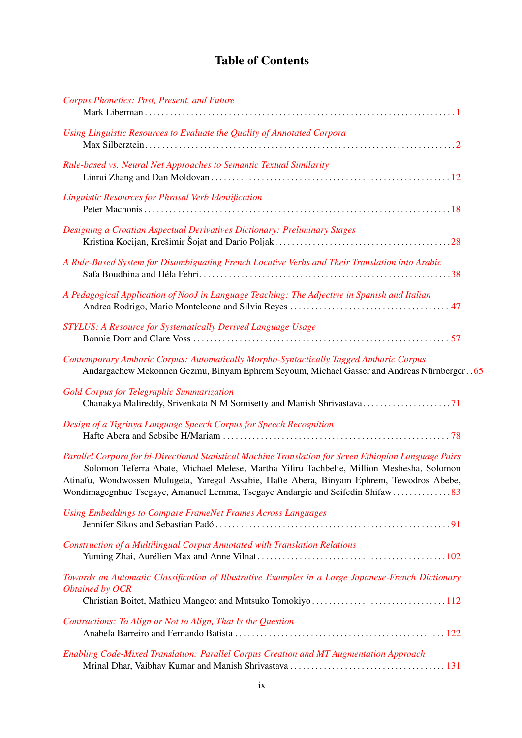# Table of Contents

*Corpus Phonetics: Past, Present, and Future*
Mark Liberman . . . . . . . . . . 1

*Using Linguistic Resources to Evaluate the Quality of Annotated Corpora*
Max Silberztein . . . . . . . . . . 2

*Rule-based vs. Neural Net Approaches to Semantic Textual Similarity*
Linrui Zhang and Dan Moldovan . . . . . . . . . . 12

*Linguistic Resources for Phrasal Verb Identification*
Peter Machonis . . . . . . . . . . 18

*Designing a Croatian Aspectual Derivatives Dictionary: Preliminary Stages*
Kristina Kocijan, Krešimir Šojat and Dario Poljak . . . . . . . . . . 28

*A Rule-Based System for Disambiguating French Locative Verbs and Their Translation into Arabic*
Safa Boudhina and Héla Fehri . . . . . . . . . . 38

*A Pedagogical Application of NooJ in Language Teaching: The Adjective in Spanish and Italian*
Andrea Rodrigo, Mario Monteleone and Silvia Reyes . . . . . . . . . . 47

*STYLUS: A Resource for Systematically Derived Language Usage*
Bonnie Dorr and Clare Voss . . . . . . . . . . 57

*Contemporary Amharic Corpus: Automatically Morpho-Syntactically Tagged Amharic Corpus*
Andargachew Mekonnen Gezmu, Binyam Ephrem Seyoum, Michael Gasser and Andreas Nürnberger . . 65

*Gold Corpus for Telegraphic Summarization*
Chanakya Malireddy, Srivenkata N M Somisetty and Manish Shrivastava . . . . . . . . . . 71

*Design of a Tigrinya Language Speech Corpus for Speech Recognition*
Hafte Abera and Sebsibe H/Mariam . . . . . . . . . . 78

*Parallel Corpora for bi-Directional Statistical Machine Translation for Seven Ethiopian Language Pairs*
Solomon Teferra Abate, Michael Melese, Martha Yifiru Tachbelie, Million Meshesha, Solomon Atinafu, Wondwossen Mulugeta, Yaregal Assabie, Hafte Abera, Binyam Ephrem, Tewodros Abebe, Wondimagegnhue Tsegaye, Amanuel Lemma, Tsegaye Andargie and Seifedin Shifaw . . . . . . . . . . 83

*Using Embeddings to Compare FrameNet Frames Across Languages*
Jennifer Sikos and Sebastian Padó . . . . . . . . . . 91

*Construction of a Multilingual Corpus Annotated with Translation Relations*
Yuming Zhai, Aurélien Max and Anne Vilnat . . . . . . . . . . 102

*Towards an Automatic Classification of Illustrative Examples in a Large Japanese-French Dictionary Obtained by OCR*
Christian Boitet, Mathieu Mangeot and Mutsuko Tomokiyo . . . . . . . . . . 112

*Contractions: To Align or Not to Align, That Is the Question*
Anabela Barreiro and Fernando Batista . . . . . . . . . . 122

*Enabling Code-Mixed Translation: Parallel Corpus Creation and MT Augmentation Approach*
Mrinal Dhar, Vaibhav Kumar and Manish Shrivastava . . . . . . . . . . 131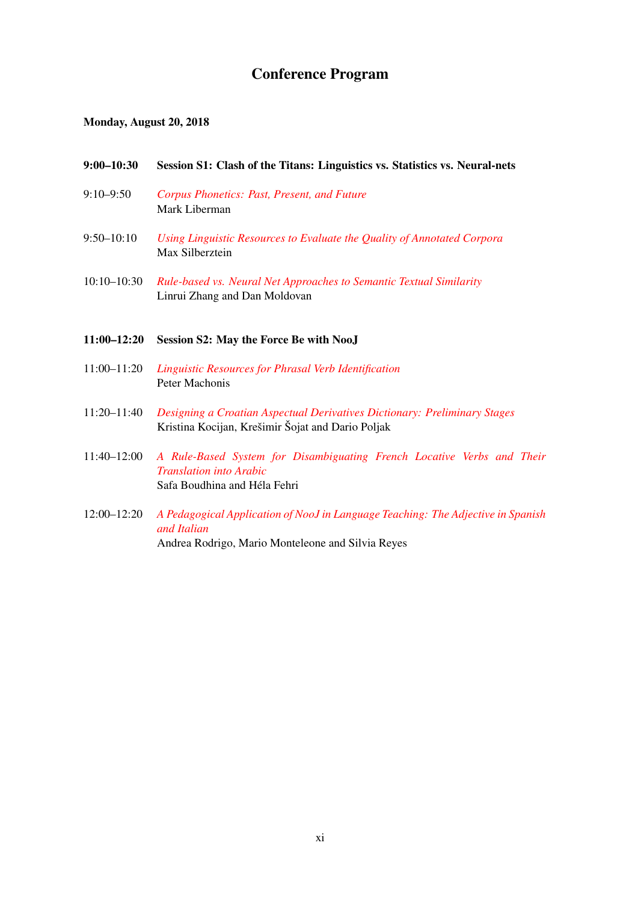# Conference Program

**Monday, August 20, 2018**

**9:00–10:30 Session S1: Clash of the Titans: Linguistics vs. Statistics vs. Neural-nets**

9:10–9:50 *Corpus Phonetics: Past, Present, and Future*
Mark Liberman

9:50–10:10 *Using Linguistic Resources to Evaluate the Quality of Annotated Corpora*
Max Silberztein

10:10–10:30 *Rule-based vs. Neural Net Approaches to Semantic Textual Similarity*
Linrui Zhang and Dan Moldovan

**11:00–12:20 Session S2: May the Force Be with NooJ**

11:00–11:20 *Linguistic Resources for Phrasal Verb Identification*
Peter Machonis

11:20–11:40 *Designing a Croatian Aspectual Derivatives Dictionary: Preliminary Stages*
Kristina Kocijan, Krešimir Šojat and Dario Poljak

11:40–12:00 *A Rule-Based System for Disambiguating French Locative Verbs and Their Translation into Arabic*
Safa Boudhina and Héla Fehri

12:00–12:20 *A Pedagogical Application of NooJ in Language Teaching: The Adjective in Spanish and Italian*
Andrea Rodrigo, Mario Monteleone and Silvia Reyes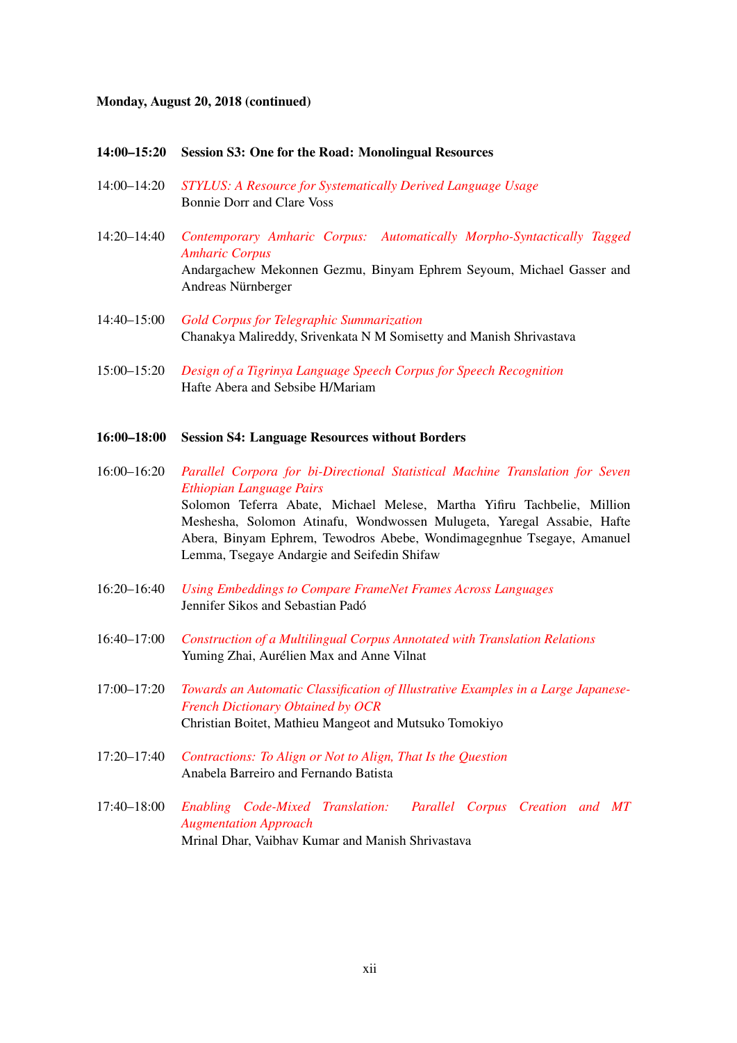**Monday, August 20, 2018 (continued)**

**14:00–15:20 Session S3: One for the Road: Monolingual Resources**

14:00–14:20 *STYLUS: A Resource for Systematically Derived Language Usage*
Bonnie Dorr and Clare Voss

14:20–14:40 *Contemporary Amharic Corpus: Automatically Morpho-Syntactically Tagged Amharic Corpus*
Andargachew Mekonnen Gezmu, Binyam Ephrem Seyoum, Michael Gasser and Andreas Nürnberger

14:40–15:00 *Gold Corpus for Telegraphic Summarization*
Chanakya Malireddy, Srivenkata N M Somisetty and Manish Shrivastava

15:00–15:20 *Design of a Tigrinya Language Speech Corpus for Speech Recognition*
Hafte Abera and Sebsibe H/Mariam

**16:00–18:00 Session S4: Language Resources without Borders**

16:00–16:20 *Parallel Corpora for bi-Directional Statistical Machine Translation for Seven Ethiopian Language Pairs*
Solomon Teferra Abate, Michael Melese, Martha Yifiru Tachbelie, Million Meshesha, Solomon Atinafu, Wondwossen Mulugeta, Yaregal Assabie, Hafte Abera, Binyam Ephrem, Tewodros Abebe, Wondimagegnhue Tsegaye, Amanuel Lemma, Tsegaye Andargie and Seifedin Shifaw

16:20–16:40 *Using Embeddings to Compare FrameNet Frames Across Languages*
Jennifer Sikos and Sebastian Padó

16:40–17:00 *Construction of a Multilingual Corpus Annotated with Translation Relations*
Yuming Zhai, Aurélien Max and Anne Vilnat

17:00–17:20 *Towards an Automatic Classification of Illustrative Examples in a Large Japanese-French Dictionary Obtained by OCR*
Christian Boitet, Mathieu Mangeot and Mutsuko Tomokiyo

17:20–17:40 *Contractions: To Align or Not to Align, That Is the Question*
Anabela Barreiro and Fernando Batista

17:40–18:00 *Enabling Code-Mixed Translation: Parallel Corpus Creation and MT Augmentation Approach*
Mrinal Dhar, Vaibhav Kumar and Manish Shrivastava